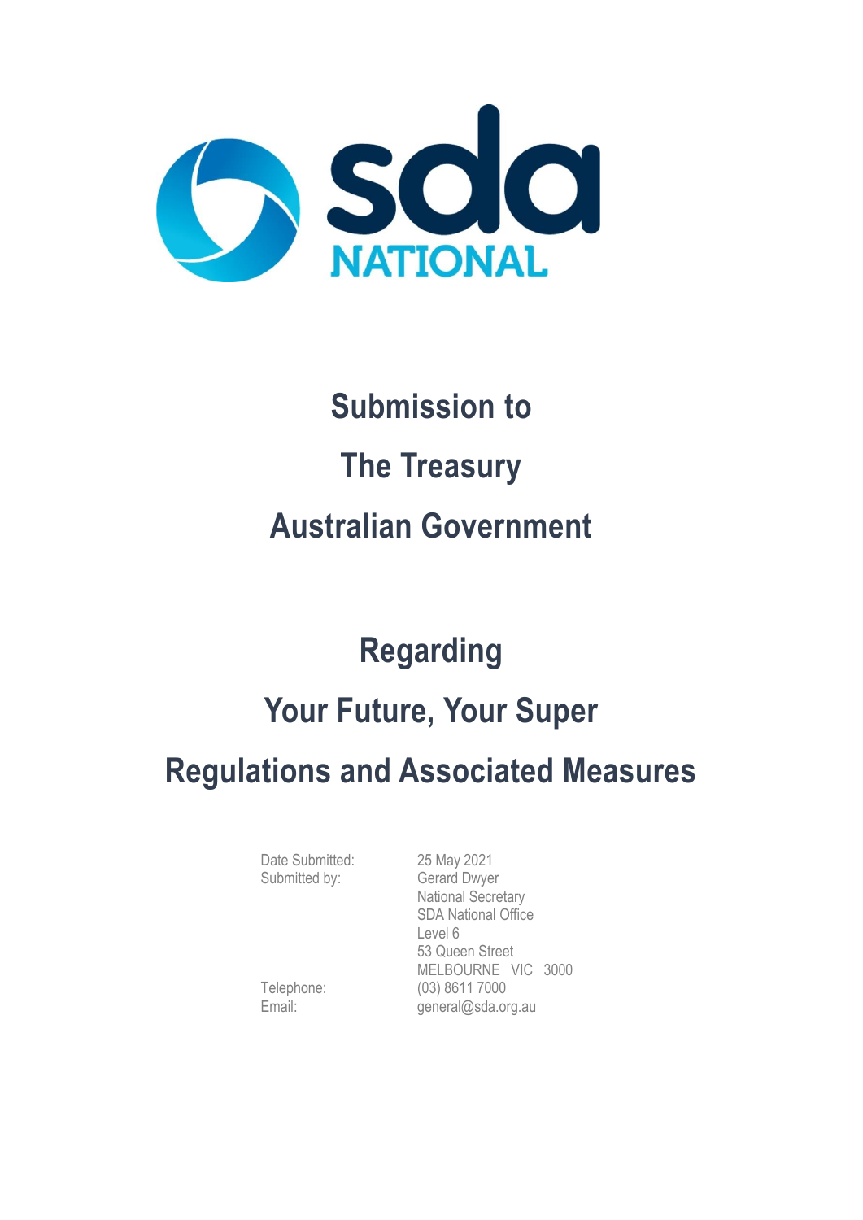sda NATIONAL

# Submission to

# The Treasury

# Australian Government

# Regarding

# Your Future, Your Super

# Regulations and Associated Measures

| | |
|---|---|
| Date Submitted: | 25 May 2021 |
| Submitted by: | Gerard Dwyer<br>National Secretary<br>SDA National Office<br>Level 6<br>53 Queen Street<br>MELBOURNE VIC 3000 |
| Telephone: | (03) 8611 7000 |
| Email: | general@sda.org.au |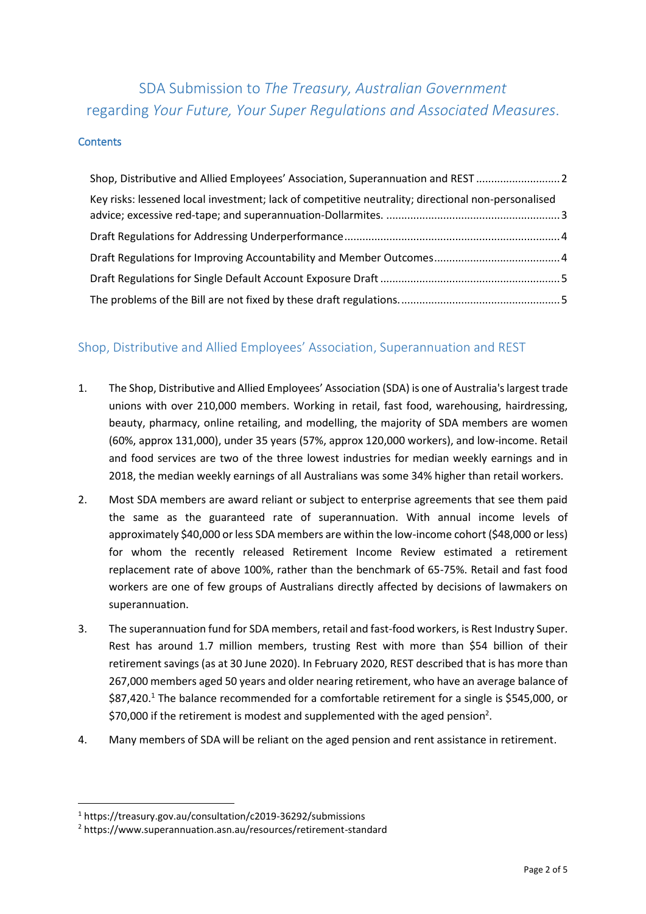# SDA Submission to *The Treasury, Australian Government* regarding *Your Future, Your Super Regulations and Associated Measures*.

## Contents

- Shop, Distributive and Allied Employees' Association, Superannuation and REST ........................... 2
- Key risks: lessened local investment; lack of competitive neutrality; directional non-personalised advice; excessive red-tape; and superannuation-Dollarmites. ......................................................... 3
- Draft Regulations for Addressing Underperformance ....................................................................... 4
- Draft Regulations for Improving Accountability and Member Outcomes .......................................... 4
- Draft Regulations for Single Default Account Exposure Draft ........................................................... 5
- The problems of the Bill are not fixed by these draft regulations. .................................................... 5

## Shop, Distributive and Allied Employees' Association, Superannuation and REST

1. The Shop, Distributive and Allied Employees' Association (SDA) is one of Australia's largest trade unions with over 210,000 members. Working in retail, fast food, warehousing, hairdressing, beauty, pharmacy, online retailing, and modelling, the majority of SDA members are women (60%, approx 131,000), under 35 years (57%, approx 120,000 workers), and low-income. Retail and food services are two of the three lowest industries for median weekly earnings and in 2018, the median weekly earnings of all Australians was some 34% higher than retail workers.

2. Most SDA members are award reliant or subject to enterprise agreements that see them paid the same as the guaranteed rate of superannuation. With annual income levels of approximately $40,000 or less SDA members are within the low-income cohort ($48,000 or less) for whom the recently released Retirement Income Review estimated a retirement replacement rate of above 100%, rather than the benchmark of 65-75%. Retail and fast food workers are one of few groups of Australians directly affected by decisions of lawmakers on superannuation.

3. The superannuation fund for SDA members, retail and fast-food workers, is Rest Industry Super. Rest has around 1.7 million members, trusting Rest with more than $54 billion of their retirement savings (as at 30 June 2020). In February 2020, REST described that is has more than 267,000 members aged 50 years and older nearing retirement, who have an average balance of $87,420.[1] The balance recommended for a comfortable retirement for a single is $545,000, or $70,000 if the retirement is modest and supplemented with the aged pension[2].

4. Many members of SDA will be reliant on the aged pension and rent assistance in retirement.

---

[1] https://treasury.gov.au/consultation/c2019-36292/submissions

[2] https://www.superannuation.asn.au/resources/retirement-standard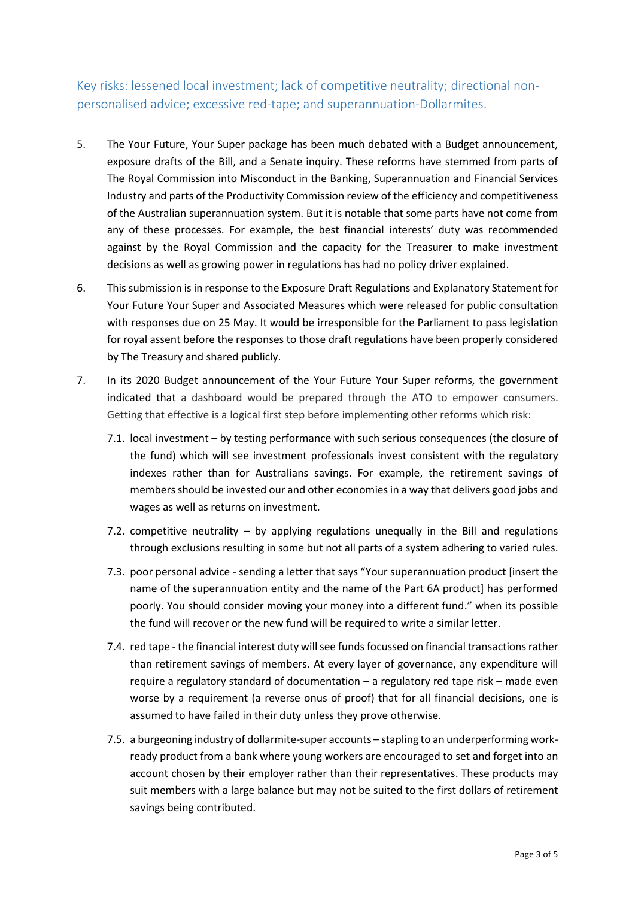## Key risks: lessened local investment; lack of competitive neutrality; directional non-personalised advice; excessive red-tape; and superannuation-Dollarmites.

5. The Your Future, Your Super package has been much debated with a Budget announcement, exposure drafts of the Bill, and a Senate inquiry. These reforms have stemmed from parts of The Royal Commission into Misconduct in the Banking, Superannuation and Financial Services Industry and parts of the Productivity Commission review of the efficiency and competitiveness of the Australian superannuation system. But it is notable that some parts have not come from any of these processes. For example, the best financial interests' duty was recommended against by the Royal Commission and the capacity for the Treasurer to make investment decisions as well as growing power in regulations has had no policy driver explained.

6. This submission is in response to the Exposure Draft Regulations and Explanatory Statement for Your Future Your Super and Associated Measures which were released for public consultation with responses due on 25 May. It would be irresponsible for the Parliament to pass legislation for royal assent before the responses to those draft regulations have been properly considered by The Treasury and shared publicly.

7. In its 2020 Budget announcement of the Your Future Your Super reforms, the government indicated that a dashboard would be prepared through the ATO to empower consumers. Getting that effective is a logical first step before implementing other reforms which risk:

   7.1. local investment – by testing performance with such serious consequences (the closure of the fund) which will see investment professionals invest consistent with the regulatory indexes rather than for Australians savings. For example, the retirement savings of members should be invested our and other economies in a way that delivers good jobs and wages as well as returns on investment.

   7.2. competitive neutrality – by applying regulations unequally in the Bill and regulations through exclusions resulting in some but not all parts of a system adhering to varied rules.

   7.3. poor personal advice - sending a letter that says "Your superannuation product [insert the name of the superannuation entity and the name of the Part 6A product] has performed poorly. You should consider moving your money into a different fund." when its possible the fund will recover or the new fund will be required to write a similar letter.

   7.4. red tape - the financial interest duty will see funds focussed on financial transactions rather than retirement savings of members. At every layer of governance, any expenditure will require a regulatory standard of documentation – a regulatory red tape risk – made even worse by a requirement (a reverse onus of proof) that for all financial decisions, one is assumed to have failed in their duty unless they prove otherwise.

   7.5. a burgeoning industry of dollarmite-super accounts – stapling to an underperforming work-ready product from a bank where young workers are encouraged to set and forget into an account chosen by their employer rather than their representatives. These products may suit members with a large balance but may not be suited to the first dollars of retirement savings being contributed.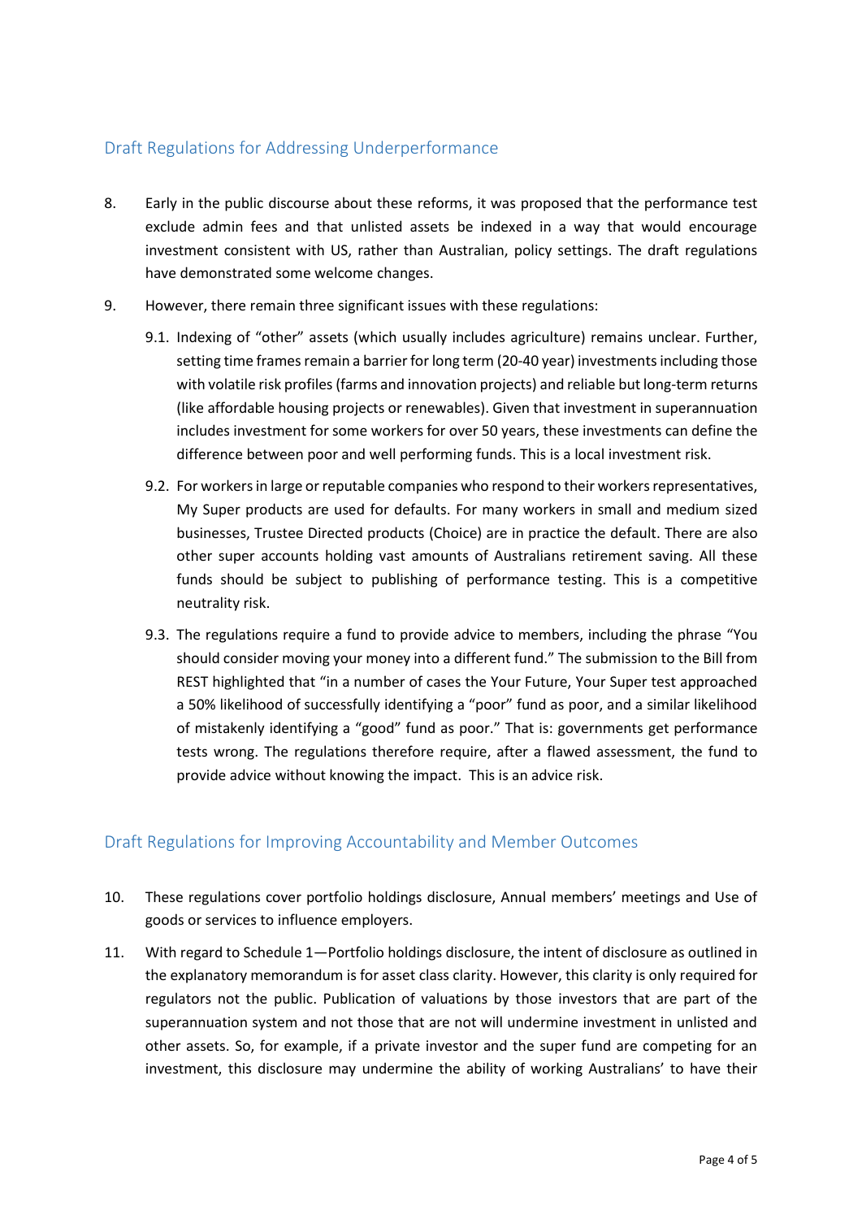## Draft Regulations for Addressing Underperformance

8. Early in the public discourse about these reforms, it was proposed that the performance test exclude admin fees and that unlisted assets be indexed in a way that would encourage investment consistent with US, rather than Australian, policy settings. The draft regulations have demonstrated some welcome changes.

9. However, there remain three significant issues with these regulations:

   9.1. Indexing of "other" assets (which usually includes agriculture) remains unclear. Further, setting time frames remain a barrier for long term (20-40 year) investments including those with volatile risk profiles (farms and innovation projects) and reliable but long-term returns (like affordable housing projects or renewables). Given that investment in superannuation includes investment for some workers for over 50 years, these investments can define the difference between poor and well performing funds. This is a local investment risk.

   9.2. For workers in large or reputable companies who respond to their workers representatives, My Super products are used for defaults. For many workers in small and medium sized businesses, Trustee Directed products (Choice) are in practice the default. There are also other super accounts holding vast amounts of Australians retirement saving. All these funds should be subject to publishing of performance testing. This is a competitive neutrality risk.

   9.3. The regulations require a fund to provide advice to members, including the phrase "You should consider moving your money into a different fund." The submission to the Bill from REST highlighted that "in a number of cases the Your Future, Your Super test approached a 50% likelihood of successfully identifying a "poor" fund as poor, and a similar likelihood of mistakenly identifying a "good" fund as poor." That is: governments get performance tests wrong. The regulations therefore require, after a flawed assessment, the fund to provide advice without knowing the impact. This is an advice risk.

## Draft Regulations for Improving Accountability and Member Outcomes

10. These regulations cover portfolio holdings disclosure, Annual members' meetings and Use of goods or services to influence employers.

11. With regard to Schedule 1—Portfolio holdings disclosure, the intent of disclosure as outlined in the explanatory memorandum is for asset class clarity. However, this clarity is only required for regulators not the public. Publication of valuations by those investors that are part of the superannuation system and not those that are not will undermine investment in unlisted and other assets. So, for example, if a private investor and the super fund are competing for an investment, this disclosure may undermine the ability of working Australians' to have their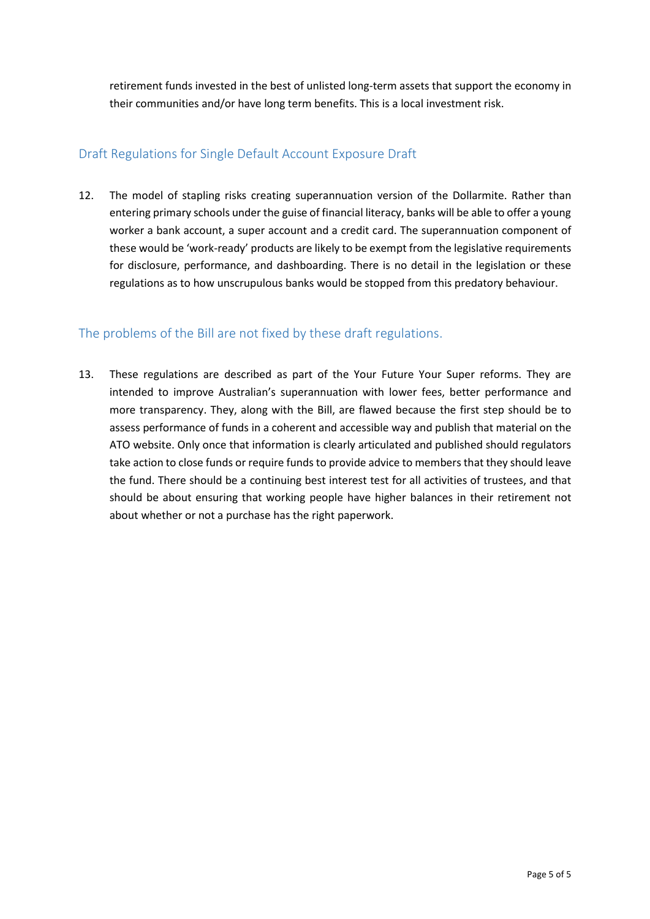retirement funds invested in the best of unlisted long-term assets that support the economy in their communities and/or have long term benefits. This is a local investment risk.

## Draft Regulations for Single Default Account Exposure Draft

12. The model of stapling risks creating superannuation version of the Dollarmite. Rather than entering primary schools under the guise of financial literacy, banks will be able to offer a young worker a bank account, a super account and a credit card. The superannuation component of these would be 'work-ready' products are likely to be exempt from the legislative requirements for disclosure, performance, and dashboarding. There is no detail in the legislation or these regulations as to how unscrupulous banks would be stopped from this predatory behaviour.

## The problems of the Bill are not fixed by these draft regulations.

13. These regulations are described as part of the Your Future Your Super reforms. They are intended to improve Australian's superannuation with lower fees, better performance and more transparency. They, along with the Bill, are flawed because the first step should be to assess performance of funds in a coherent and accessible way and publish that material on the ATO website. Only once that information is clearly articulated and published should regulators take action to close funds or require funds to provide advice to members that they should leave the fund. There should be a continuing best interest test for all activities of trustees, and that should be about ensuring that working people have higher balances in their retirement not about whether or not a purchase has the right paperwork.